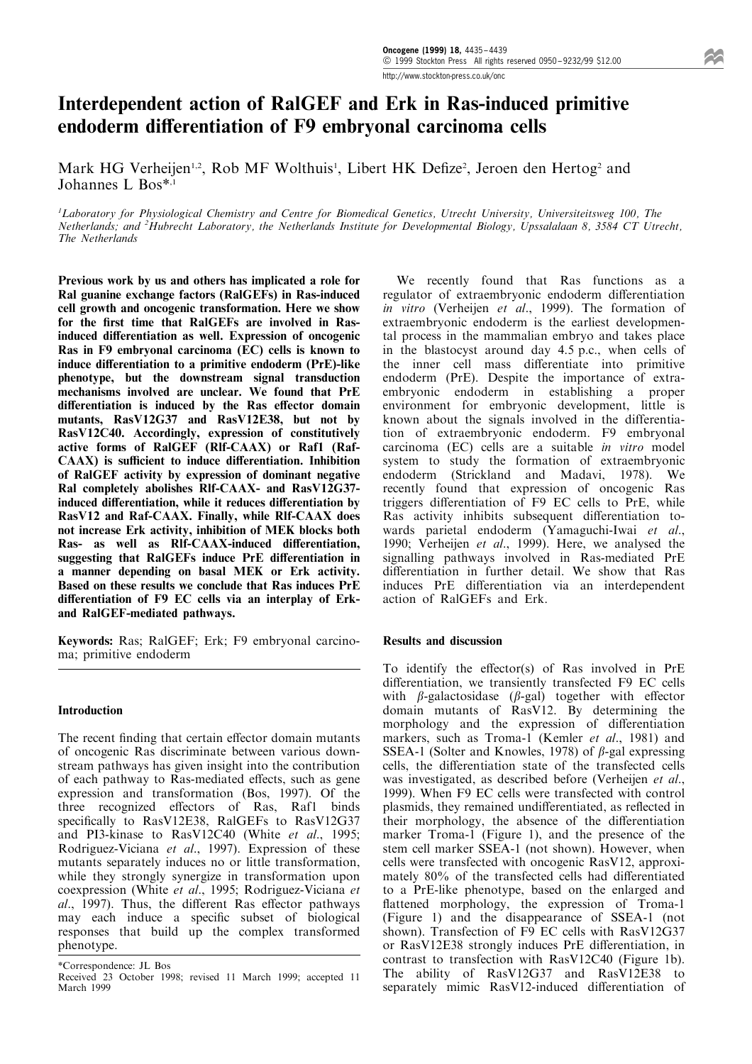# Interdependent action of RalGEF and Erk in Ras-induced primitive endoderm differentiation of F9 embryonal carcinoma cells

Mark HG Verheijen[1,2], Rob MF Wolthuis[1], Libert HK Defize[2], Jeroen den Hertog[2] and Johannes L Bos*[,1]

[1]Laboratory for Physiological Chemistry and Centre for Biomedical Genetics, Utrecht University, Universiteitsweg 100, The Netherlands; and [2]Hubrecht Laboratory, the Netherlands Institute for Developmental Biology, Upssalalaan 8, 3584 CT Utrecht, The Netherlands

**Previous work by us and others has implicated a role for Ral guanine exchange factors (RalGEFs) in Ras-induced cell growth and oncogenic transformation. Here we show for the first time that RalGEFs are involved in Ras-induced differentiation as well. Expression of oncogenic Ras in F9 embryonal carcinoma (EC) cells is known to induce differentiation to a primitive endoderm (PrE)-like phenotype, but the downstream signal transduction mechanisms involved are unclear. We found that PrE differentiation is induced by the Ras effector domain mutants, RasV12G37 and RasV12E38, but not by RasV12C40. Accordingly, expression of constitutively active forms of RalGEF (Rlf-CAAX) or Raf1 (Raf-CAAX) is sufficient to induce differentiation. Inhibition of RalGEF activity by expression of dominant negative Ral completely abolishes Rlf-CAAX- and RasV12G37-induced differentiation, while it reduces differentiation by RasV12 and Raf-CAAX. Finally, while Rlf-CAAX does not increase Erk activity, inhibition of MEK blocks both Ras- as well as Rlf-CAAX-induced differentiation, suggesting that RalGEFs induce PrE differentiation in a manner depending on basal MEK or Erk activity. Based on these results we conclude that Ras induces PrE differentiation of F9 EC cells via an interplay of Erk- and RalGEF-mediated pathways.**

**Keywords:** Ras; RalGEF; Erk; F9 embryonal carcinoma; primitive endoderm

## Introduction

The recent finding that certain effector domain mutants of oncogenic Ras discriminate between various downstream pathways has given insight into the contribution of each pathway to Ras-mediated effects, such as gene expression and transformation (Bos, 1997). Of the three recognized effectors of Ras, Raf1 binds specifically to RasV12E38, RalGEFs to RasV12G37 and PI3-kinase to RasV12C40 (White *et al*., 1995; Rodriguez-Viciana *et al*., 1997). Expression of these mutants separately induces no or little transformation, while they strongly synergize in transformation upon coexpression (White *et al*., 1995; Rodriguez-Viciana *et al*., 1997). Thus, the different Ras effector pathways may each induce a specific subset of biological responses that build up the complex transformed phenotype.

We recently found that Ras functions as a regulator of extraembryonic endoderm differentiation *in vitro* (Verheijen *et al*., 1999). The formation of extraembryonic endoderm is the earliest developmental process in the mammalian embryo and takes place in the blastocyst around day 4.5 p.c., when cells of the inner cell mass differentiate into primitive endoderm (PrE). Despite the importance of extraembryonic endoderm in establishing a proper environment for embryonic development, little is known about the signals involved in the differentiation of extraembryonic endoderm. F9 embryonal carcinoma (EC) cells are a suitable *in vitro* model system to study the formation of extraembryonic endoderm (Strickland and Madavi, 1978). We recently found that expression of oncogenic Ras triggers differentiation of F9 EC cells to PrE, while Ras activity inhibits subsequent differentiation towards parietal endoderm (Yamaguchi-Iwai *et al*., 1990; Verheijen *et al*., 1999). Here, we analysed the signalling pathways involved in Ras-mediated PrE differentiation in further detail. We show that Ras induces PrE differentiation via an interdependent action of RalGEFs and Erk.

## Results and discussion

To identify the effector(s) of Ras involved in PrE differentiation, we transiently transfected F9 EC cells with β-galactosidase (β-gal) together with effector domain mutants of RasV12. By determining the morphology and the expression of differentiation markers, such as Troma-1 (Kemler *et al*., 1981) and SSEA-1 (Solter and Knowles, 1978) of β-gal expressing cells, the differentiation state of the transfected cells was investigated, as described before (Verheijen *et al*., 1999). When F9 EC cells were transfected with control plasmids, they remained undifferentiated, as reflected in their morphology, the absence of the differentiation marker Troma-1 (Figure 1), and the presence of the stem cell marker SSEA-1 (not shown). However, when cells were transfected with oncogenic RasV12, approximately 80% of the transfected cells had differentiated to a PrE-like phenotype, based on the enlarged and flattened morphology, the expression of Troma-1 (Figure 1) and the disappearance of SSEA-1 (not shown). Transfection of F9 EC cells with RasV12G37 or RasV12E38 strongly induces PrE differentiation, in contrast to transfection with RasV12C40 (Figure 1b). The ability of RasV12G37 and RasV12E38 to separately mimic RasV12-induced differentiation of

*Correspondence: JL Bos
Received 23 October 1998; revised 11 March 1999; accepted 11 March 1999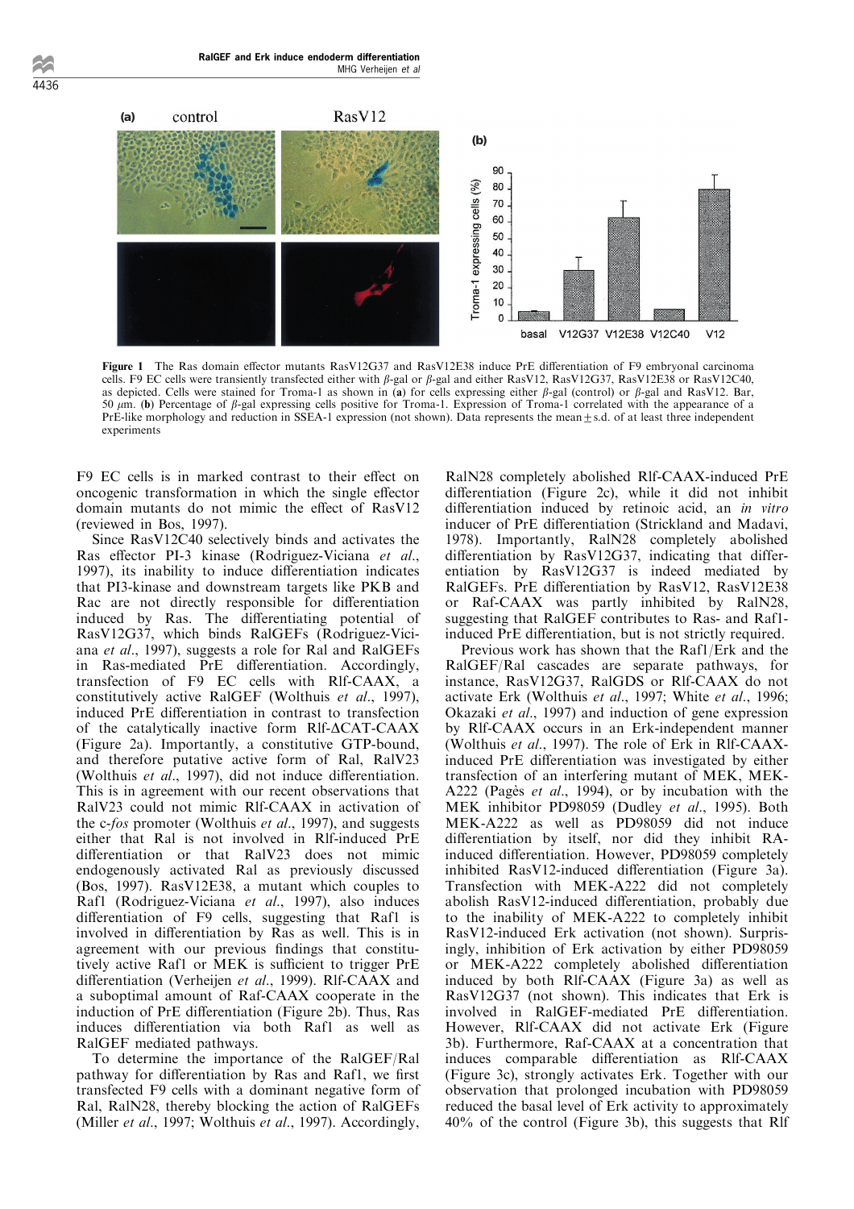**Figure 1** The Ras domain effector mutants RasV12G37 and RasV12E38 induce PrE differentiation of F9 embryonal carcinoma cells. F9 EC cells were transiently transfected either with β-gal or β-gal and either RasV12, RasV12G37, RasV12E38 or RasV12C40, as depicted. Cells were stained for Troma-1 as shown in (**a**) for cells expressing either β-gal (control) or β-gal and RasV12. Bar, 50 μm. (**b**) Percentage of β-gal expressing cells positive for Troma-1. Expression of Troma-1 correlated with the appearance of a PrE-like morphology and reduction in SSEA-1 expression (not shown). Data represents the mean ± s.d. of at least three independent experiments

F9 EC cells is in marked contrast to their effect on oncogenic transformation in which the single effector domain mutants do not mimic the effect of RasV12 (reviewed in Bos, 1997).

Since RasV12C40 selectively binds and activates the Ras effector PI-3 kinase (Rodriguez-Viciana *et al*., 1997), its inability to induce differentiation indicates that PI3-kinase and downstream targets like PKB and Rac are not directly responsible for differentiation induced by Ras. The differentiating potential of RasV12G37, which binds RalGEFs (Rodriguez-Viciana *et al*., 1997), suggests a role for Ral and RalGEFs in Ras-mediated PrE differentiation. Accordingly, transfection of F9 EC cells with Rlf-CAAX, a constitutively active RalGEF (Wolthuis *et al*., 1997), induced PrE differentiation in contrast to transfection of the catalytically inactive form Rlf-ΔCAT-CAAX (Figure 2a). Importantly, a constitutive GTP-bound, and therefore putative active form of Ral, RalV23 (Wolthuis *et al*., 1997), did not induce differentiation. This is in agreement with our recent observations that RalV23 could not mimic Rlf-CAAX in activation of the c-*fos* promoter (Wolthuis *et al*., 1997), and suggests either that Ral is not involved in Rlf-induced PrE differentiation or that RalV23 does not mimic endogenously activated Ral as previously discussed (Bos, 1997). RasV12E38, a mutant which couples to Raf1 (Rodriguez-Viciana *et al*., 1997), also induces differentiation of F9 cells, suggesting that Raf1 is involved in differentiation by Ras as well. This is in agreement with our previous findings that constitutively active Raf1 or MEK is sufficient to trigger PrE differentiation (Verheijen *et al*., 1999). Rlf-CAAX and a suboptimal amount of Raf-CAAX cooperate in the induction of PrE differentiation (Figure 2b). Thus, Ras induces differentiation via both Raf1 as well as RalGEF mediated pathways.

To determine the importance of the RalGEF/Ral pathway for differentiation by Ras and Raf1, we first transfected F9 cells with a dominant negative form of Ral, RalN28, thereby blocking the action of RalGEFs (Miller *et al*., 1997; Wolthuis *et al*., 1997). Accordingly, RalN28 completely abolished Rlf-CAAX-induced PrE differentiation (Figure 2c), while it did not inhibit differentiation induced by retinoic acid, an *in vitro* inducer of PrE differentiation (Strickland and Madavi, 1978). Importantly, RalN28 completely abolished differentiation by RasV12G37, indicating that differentiation by RasV12G37 is indeed mediated by RalGEFs. PrE differentiation by RasV12, RasV12E38 or Raf-CAAX was partly inhibited by RalN28, suggesting that RalGEF contributes to Ras- and Raf1-induced PrE differentiation, but is not strictly required.

Previous work has shown that the Raf1/Erk and the RalGEF/Ral cascades are separate pathways, for instance, RasV12G37, RalGDS or Rlf-CAAX do not activate Erk (Wolthuis *et al*., 1997; White *et al*., 1996; Okazaki *et al*., 1997) and induction of gene expression by Rlf-CAAX occurs in an Erk-independent manner (Wolthuis *et al*., 1997). The role of Erk in Rlf-CAAX-induced PrE differentiation was investigated by either transfection of an interfering mutant of MEK, MEK-A222 (Pagès *et al*., 1994), or by incubation with the MEK inhibitor PD98059 (Dudley *et al*., 1995). Both MEK-A222 as well as PD98059 did not induce differentiation by itself, nor did they inhibit RA-induced differentiation. However, PD98059 completely inhibited RasV12-induced differentiation (Figure 3a). Transfection with MEK-A222 did not completely abolish RasV12-induced differentiation, probably due to the inability of MEK-A222 to completely inhibit RasV12-induced Erk activation (not shown). Surprisingly, inhibition of Erk activation by either PD98059 or MEK-A222 completely abolished differentiation induced by both Rlf-CAAX (Figure 3a) as well as RasV12G37 (not shown). This indicates that Erk is involved in RalGEF-mediated PrE differentiation. However, Rlf-CAAX did not activate Erk (Figure 3b). Furthermore, Raf-CAAX at a concentration that induces comparable differentiation as Rlf-CAAX (Figure 3c), strongly activates Erk. Together with our observation that prolonged incubation with PD98059 reduced the basal level of Erk activity to approximately 40% of the control (Figure 3b), this suggests that Rlf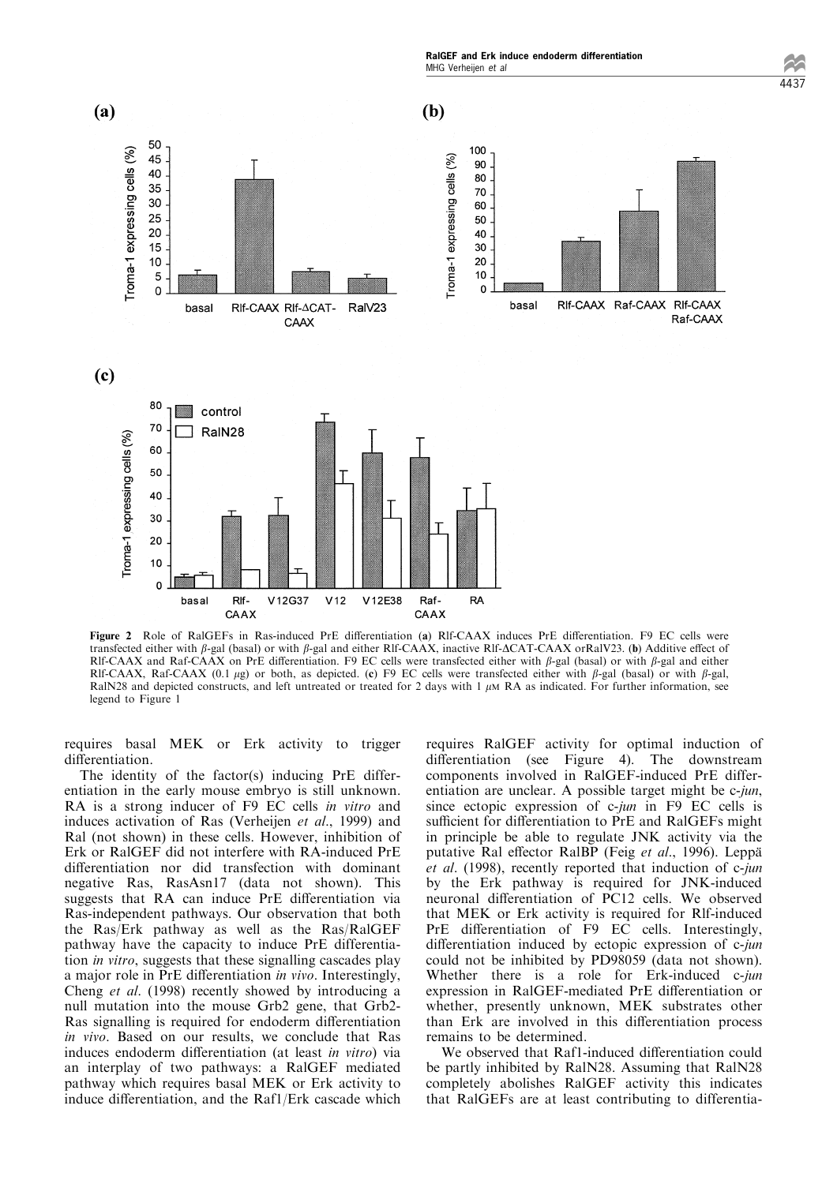**Figure 2** Role of RalGEFs in Ras-induced PrE differentiation (**a**) Rlf-CAAX induces PrE differentiation. F9 EC cells were transfected either with β-gal (basal) or with β-gal and either Rlf-CAAX, inactive Rlf-ΔCAT-CAAX orRalV23. (**b**) Additive effect of Rlf-CAAX and Raf-CAAX on PrE differentiation. F9 EC cells were transfected either with β-gal (basal) or with β-gal and either Rlf-CAAX, Raf-CAAX (0.1 μg) or both, as depicted. (**c**) F9 EC cells were transfected either with β-gal (basal) or with β-gal, RalN28 and depicted constructs, and left untreated or treated for 2 days with 1 μM RA as indicated. For further information, see legend to Figure 1

requires basal MEK or Erk activity to trigger differentiation.

The identity of the factor(s) inducing PrE differentiation in the early mouse embryo is still unknown. RA is a strong inducer of F9 EC cells *in vitro* and induces activation of Ras (Verheijen *et al*., 1999) and Ral (not shown) in these cells. However, inhibition of Erk or RalGEF did not interfere with RA-induced PrE differentiation nor did transfection with dominant negative Ras, RasAsn17 (data not shown). This suggests that RA can induce PrE differentiation via Ras-independent pathways. Our observation that both the Ras/Erk pathway as well as the Ras/RalGEF pathway have the capacity to induce PrE differentiation *in vitro*, suggests that these signalling cascades play a major role in PrE differentiation *in vivo*. Interestingly, Cheng *et al*. (1998) recently showed by introducing a null mutation into the mouse Grb2 gene, that Grb2-Ras signalling is required for endoderm differentiation *in vivo*. Based on our results, we conclude that Ras induces endoderm differentiation (at least *in vitro*) via an interplay of two pathways: a RalGEF mediated pathway which requires basal MEK or Erk activity to induce differentiation, and the Raf1/Erk cascade which requires RalGEF activity for optimal induction of differentiation (see Figure 4). The downstream components involved in RalGEF-induced PrE differentiation are unclear. A possible target might be c-*jun*, since ectopic expression of c-*jun* in F9 EC cells is sufficient for differentiation to PrE and RalGEFs might in principle be able to regulate JNK activity via the putative Ral effector RalBP (Feig *et al*., 1996). Leppä *et al*. (1998), recently reported that induction of c-*jun* by the Erk pathway is required for JNK-induced neuronal differentiation of PC12 cells. We observed that MEK or Erk activity is required for Rlf-induced PrE differentiation of F9 EC cells. Interestingly, differentiation induced by ectopic expression of c-*jun* could not be inhibited by PD98059 (data not shown). Whether there is a role for Erk-induced c-*jun* expression in RalGEF-mediated PrE differentiation or whether, presently unknown, MEK substrates other than Erk are involved in this differentiation process remains to be determined.

We observed that Raf1-induced differentiation could be partly inhibited by RalN28. Assuming that RalN28 completely abolishes RalGEF activity this indicates that RalGEFs are at least contributing to differentia-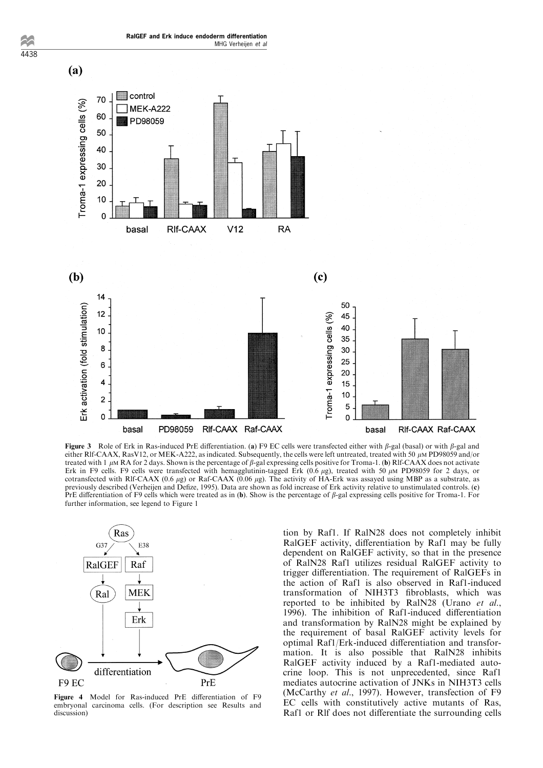**Figure 3** Role of Erk in Ras-induced PrE differentiation. (**a**) F9 EC cells were transfected either with β-gal (basal) or with β-gal and either Rlf-CAAX, RasV12, or MEK-A222, as indicated. Subsequently, the cells were left untreated, treated with 50 μM PD98059 and/or treated with 1 μM RA for 2 days. Shown is the percentage of β-gal expressing cells positive for Troma-1. (**b**) Rlf-CAAX does not activate Erk in F9 cells. F9 cells were transfected with hemagglutinin-tagged Erk (0.6 μg), treated with 50 μM PD98059 for 2 days, or cotransfected with Rlf-CAAX (0.6 μg) or Raf-CAAX (0.06 μg). The activity of HA-Erk was assayed using MBP as a substrate, as previously described (Verheijen and Defize, 1995). Data are shown as fold increase of Erk activity relative to unstimulated controls. (**c**) PrE differentiation of F9 cells which were treated as in (**b**). Show is the percentage of β-gal expressing cells positive for Troma-1. For further information, see legend to Figure 1

**Figure 4** Model for Ras-induced PrE differentiation of F9 embryonal carcinoma cells. (For description see Results and discussion)

tion by Raf1. If RalN28 does not completely inhibit RalGEF activity, differentiation by Raf1 may be fully dependent on RalGEF activity, so that in the presence of RalN28 Raf1 utilizes residual RalGEF activity to trigger differentiation. The requirement of RalGEFs in the action of Raf1 is also observed in Raf1-induced transformation of NIH3T3 fibroblasts, which was reported to be inhibited by RalN28 (Urano *et al*., 1996). The inhibition of Raf1-induced differentiation and transformation by RalN28 might be explained by the requirement of basal RalGEF activity levels for optimal Raf1/Erk-induced differentiation and transformation. It is also possible that RalN28 inhibits RalGEF activity induced by a Raf1-mediated autocrine loop. This is not unprecedented, since Raf1 mediates autocrine activation of JNKs in NIH3T3 cells (McCarthy *et al*., 1997). However, transfection of F9 EC cells with constitutively active mutants of Ras, Raf1 or Rlf does not differentiate the surrounding cells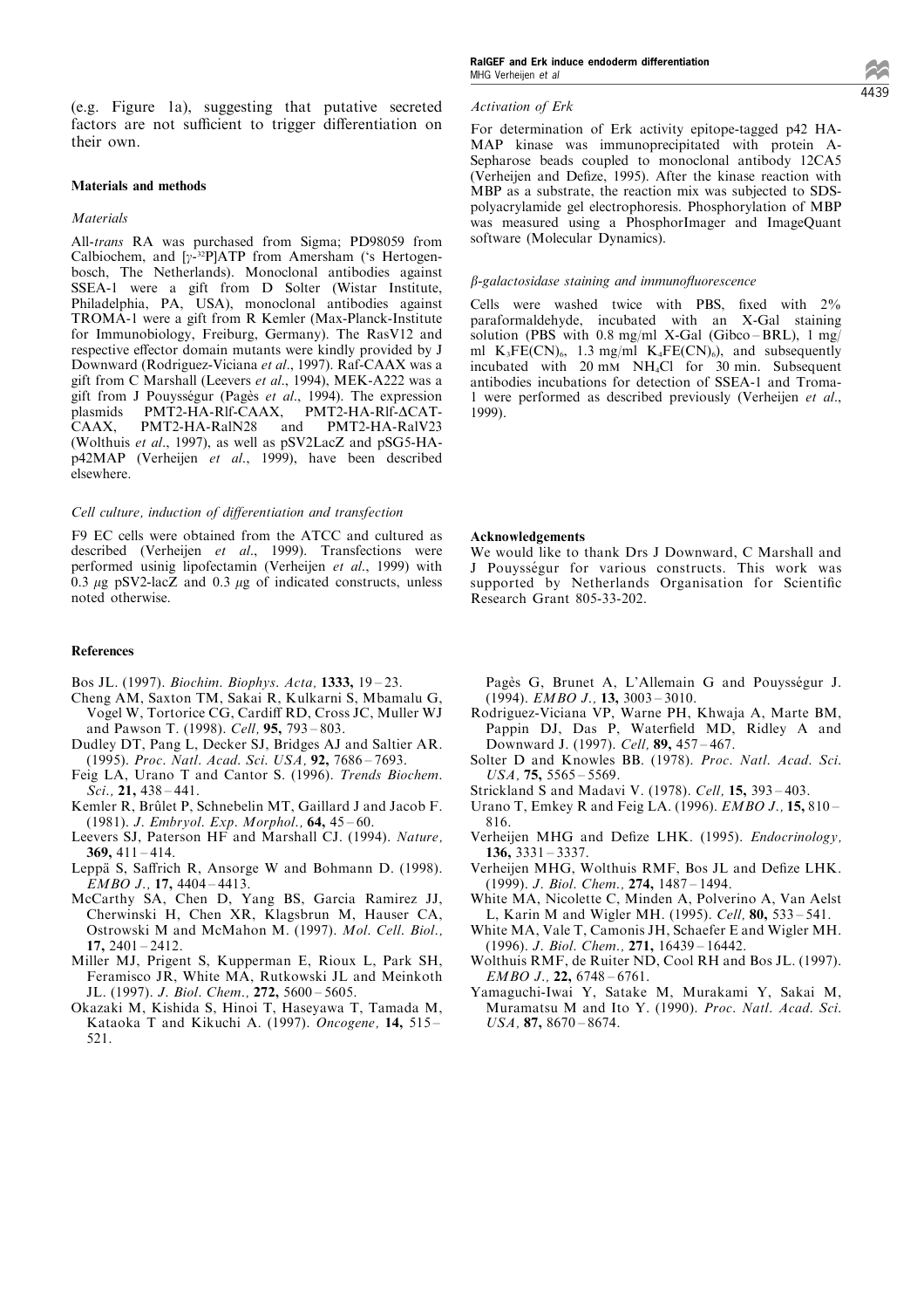(e.g. Figure 1a), suggesting that putative secreted factors are not sufficient to trigger differentiation on their own.

## Materials and methods

### *Materials*

All-*trans* RA was purchased from Sigma; PD98059 from Calbiochem, and [$\gamma$-$^{32}$P]ATP from Amersham ('s Hertogenbosch, The Netherlands). Monoclonal antibodies against SSEA-1 were a gift from D Solter (Wistar Institute, Philadelphia, PA, USA), monoclonal antibodies against TROMA-1 were a gift from R Kemler (Max-Planck-Institute for Immunobiology, Freiburg, Germany). The RasV12 and respective effector domain mutants were kindly provided by J Downward (Rodriguez-Viciana *et al*., 1997). Raf-CAAX was a gift from C Marshall (Leevers *et al*., 1994), MEK-A222 was a gift from J Pouysségur (Pagès *et al*., 1994). The expression plasmids PMT2-HA-Rlf-CAAX, PMT2-HA-Rlf-ΔCAT-CAAX, PMT2-HA-RalN28 and PMT2-HA-RalV23 (Wolthuis *et al*., 1997), as well as pSV2LacZ and pSG5-HA-p42MAP (Verheijen *et al*., 1999), have been described elsewhere.

### *Cell culture, induction of differentiation and transfection*

F9 EC cells were obtained from the ATCC and cultured as described (Verheijen *et al*., 1999). Transfections were performed usinig lipofectamin (Verheijen *et al*., 1999) with 0.3 μg pSV2-lacZ and 0.3 μg of indicated constructs, unless noted otherwise.

### *Activation of Erk*

For determination of Erk activity epitope-tagged p42 HA-MAP kinase was immunoprecipitated with protein A-Sepharose beads coupled to monoclonal antibody 12CA5 (Verheijen and Defize, 1995). After the kinase reaction with MBP as a substrate, the reaction mix was subjected to SDS-polyacrylamide gel electrophoresis. Phosphorylation of MBP was measured using a PhosphorImager and ImageQuant software (Molecular Dynamics).

### *β-galactosidase staining and immunofluorescence*

Cells were washed twice with PBS, fixed with 2% paraformaldehyde, incubated with an X-Gal staining solution (PBS with 0.8 mg/ml X-Gal (Gibco–BRL), 1 mg/ml $K_3FE(CN)_6$, 1.3 mg/ml $K_4FE(CN)_6$), and subsequently incubated with 20 mM $NH_4Cl$ for 30 min. Subsequent antibodies incubations for detection of SSEA-1 and Troma-1 were performed as described previously (Verheijen *et al*., 1999).

## Acknowledgements

We would like to thank Drs J Downward, C Marshall and J Pouysségur for various constructs. This work was supported by Netherlands Organisation for Scientific Research Grant 805-33-202.

## References

Bos JL. (1997). *Biochim. Biophys. Acta*, **1333**, 19–23.

Cheng AM, Saxton TM, Sakai R, Kulkarni S, Mbamalu G, Vogel W, Tortorice CG, Cardiff RD, Cross JC, Muller WJ and Pawson T. (1998). *Cell*, **95**, 793–803.

Dudley DT, Pang L, Decker SJ, Bridges AJ and Saltier AR. (1995). *Proc. Natl. Acad. Sci. USA*, **92**, 7686–7693.

Feig LA, Urano T and Cantor S. (1996). *Trends Biochem. Sci*., **21**, 438–441.

Kemler R, Brûlet P, Schnebelin MT, Gaillard J and Jacob F. (1981). *J. Embryol. Exp. Morphol*., **64**, 45–60.

Leevers SJ, Paterson HF and Marshall CJ. (1994). *Nature*, **369**, 411–414.

Leppä S, Saffrich R, Ansorge W and Bohmann D. (1998). *EMBO J*., **17**, 4404–4413.

McCarthy SA, Chen D, Yang BS, Garcia Ramirez JJ, Cherwinski H, Chen XR, Klagsbrun M, Hauser CA, Ostrowski M and McMahon M. (1997). *Mol. Cell. Biol*., **17**, 2401–2412.

Miller MJ, Prigent S, Kupperman E, Rioux L, Park SH, Feramisco JR, White MA, Rutkowski JL and Meinkoth JL. (1997). *J. Biol. Chem*., **272**, 5600–5605.

Okazaki M, Kishida S, Hinoi T, Haseyawa T, Tamada M, Kataoka T and Kikuchi A. (1997). *Oncogene*, **14**, 515–521.

Pagès G, Brunet A, L'Allemain G and Pouysségur J. (1994). *EMBO J*., **13**, 3003–3010.

Rodriguez-Viciana VP, Warne PH, Khwaja A, Marte BM, Pappin DJ, Das P, Waterfield MD, Ridley A and Downward J. (1997). *Cell*, **89**, 457–467.

Solter D and Knowles BB. (1978). *Proc. Natl. Acad. Sci. USA*, **75**, 5565–5569.

Strickland S and Madavi V. (1978). *Cell*, **15**, 393–403.

Urano T, Emkey R and Feig LA. (1996). *EMBO J*., **15**, 810–816.

Verheijen MHG and Defize LHK. (1995). *Endocrinology*, **136**, 3331–3337.

Verheijen MHG, Wolthuis RMF, Bos JL and Defize LHK. (1999). *J. Biol. Chem*., **274**, 1487–1494.

White MA, Nicolette C, Minden A, Polverino A, Van Aelst L, Karin M and Wigler MH. (1995). *Cell*, **80**, 533–541.

White MA, Vale T, Camonis JH, Schaefer E and Wigler MH. (1996). *J. Biol. Chem*., **271**, 16439–16442.

Wolthuis RMF, de Ruiter ND, Cool RH and Bos JL. (1997). *EMBO J*., **22**, 6748–6761.

Yamaguchi-Iwai Y, Satake M, Murakami Y, Sakai M, Muramatsu M and Ito Y. (1990). *Proc. Natl. Acad. Sci. USA*, **87**, 8670–8674.